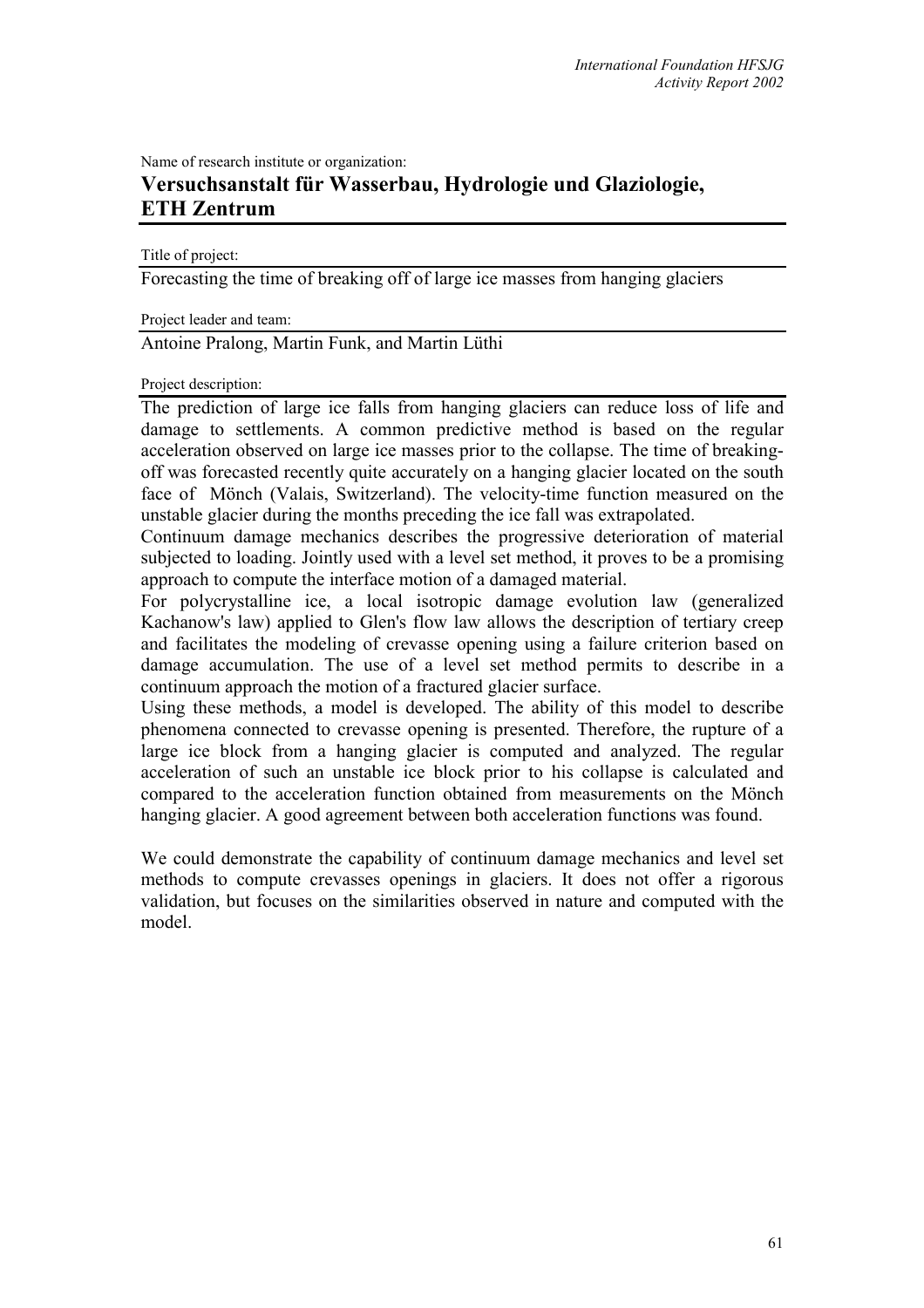Name of research institute or organization:

## Versuchsanstalt für Wasserbau, Hydrologie und Glaziologie, ETH Zentrum

Title of project:

Forecasting the time of breaking off of large ice masses from hanging glaciers

Project leader and team:

Antoine Pralong, Martin Funk, and Martin Lüthi

Project description:

The prediction of large ice falls from hanging glaciers can reduce loss of life and damage to settlements. A common predictive method is based on the regular acceleration observed on large ice masses prior to the collapse. The time of breaking-off was forecasted recently quite accurately on a hanging glacier located on the south face of Mönch (Valais, Switzerland). The velocity-time function measured on the unstable glacier during the months preceding the ice fall was extrapolated.

Continuum damage mechanics describes the progressive deterioration of material subjected to loading. Jointly used with a level set method, it proves to be a promising approach to compute the interface motion of a damaged material.

For polycrystalline ice, a local isotropic damage evolution law (generalized Kachanow's law) applied to Glen's flow law allows the description of tertiary creep and facilitates the modeling of crevasse opening using a failure criterion based on damage accumulation. The use of a level set method permits to describe in a continuum approach the motion of a fractured glacier surface.

Using these methods, a model is developed. The ability of this model to describe phenomena connected to crevasse opening is presented. Therefore, the rupture of a large ice block from a hanging glacier is computed and analyzed. The regular acceleration of such an unstable ice block prior to his collapse is calculated and compared to the acceleration function obtained from measurements on the Mönch hanging glacier. A good agreement between both acceleration functions was found.

We could demonstrate the capability of continuum damage mechanics and level set methods to compute crevasses openings in glaciers. It does not offer a rigorous validation, but focuses on the similarities observed in nature and computed with the model.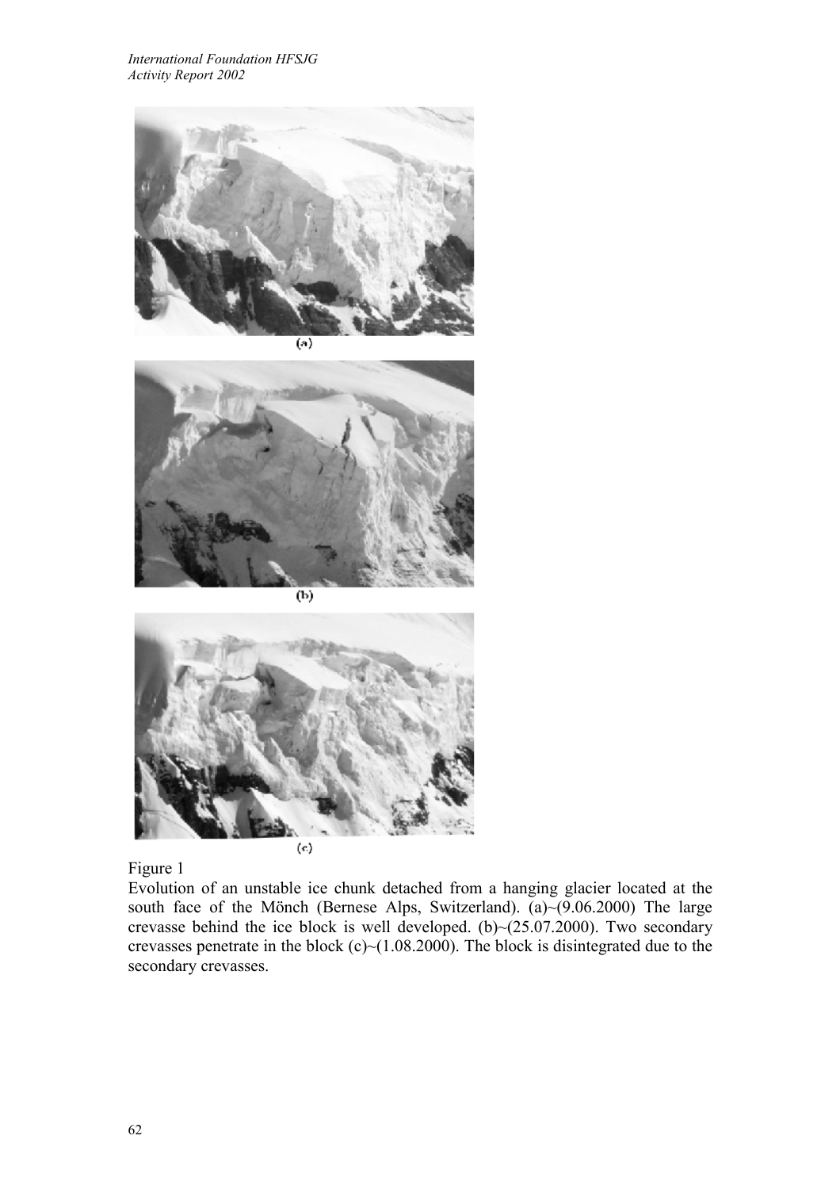(a)

(b)

(c)

Figure 1

Evolution of an unstable ice chunk detached from a hanging glacier located at the south face of the Mönch (Bernese Alps, Switzerland). (a)~(9.06.2000) The large crevasse behind the ice block is well developed. (b)~(25.07.2000). Two secondary crevasses penetrate in the block (c)~(1.08.2000). The block is disintegrated due to the secondary crevasses.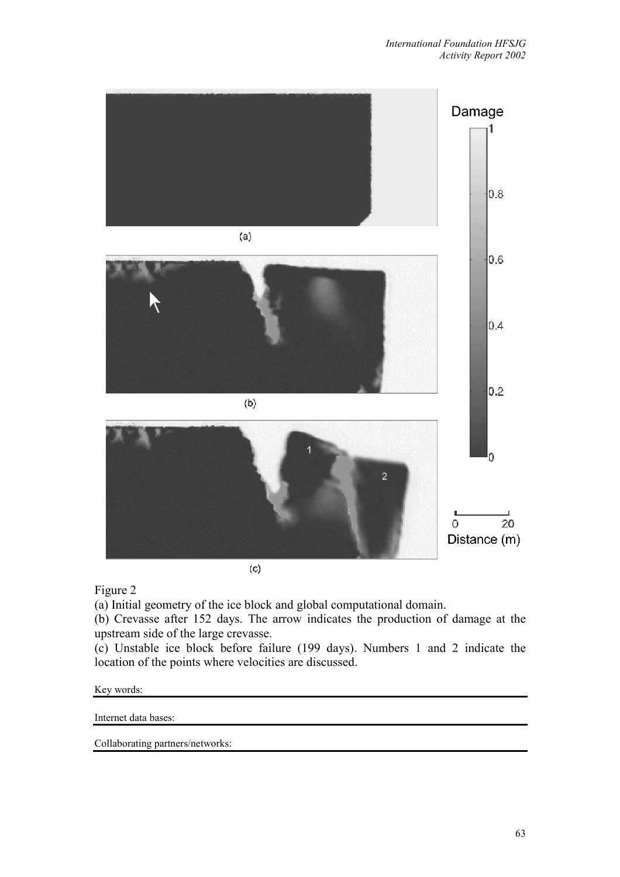Figure 2

(a) Initial geometry of the ice block and global computational domain.

(b) Crevasse after 152 days. The arrow indicates the production of damage at the upstream side of the large crevasse.

(c) Unstable ice block before failure (199 days). Numbers 1 and 2 indicate the location of the points where velocities are discussed.

Key words:

Internet data bases:

Collaborating partners/networks: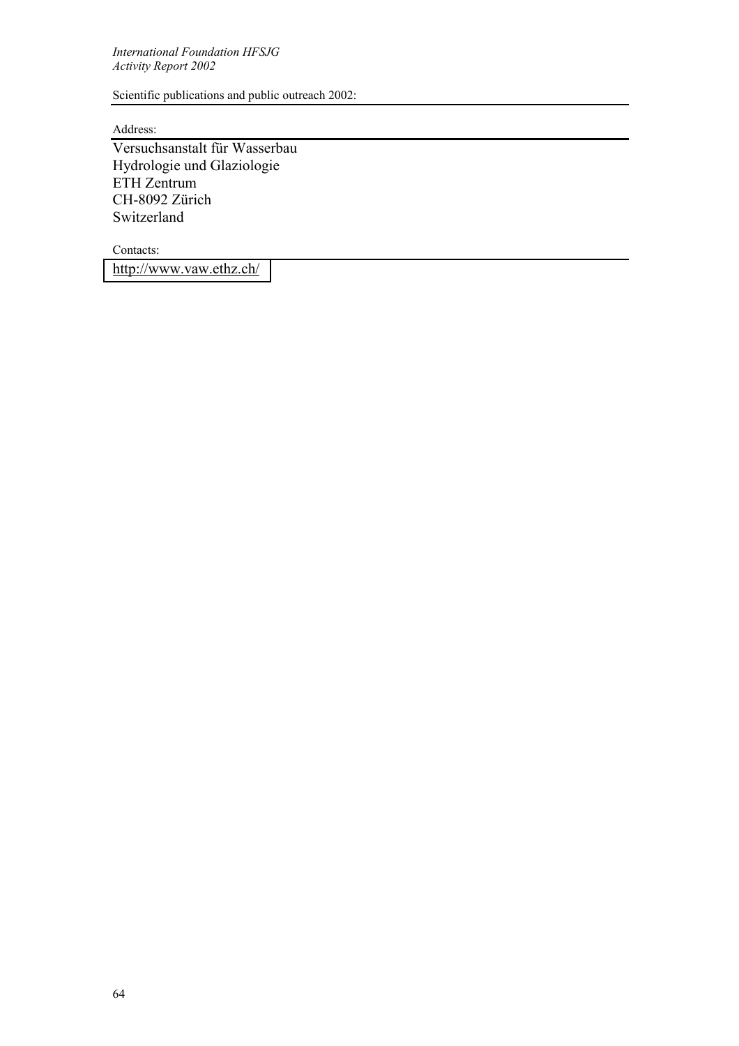Scientific publications and public outreach 2002:

Address:

Versuchsanstalt für Wasserbau
Hydrologie und Glaziologie
ETH Zentrum
CH-8092 Zürich
Switzerland

Contacts:

http://www.vaw.ethz.ch/